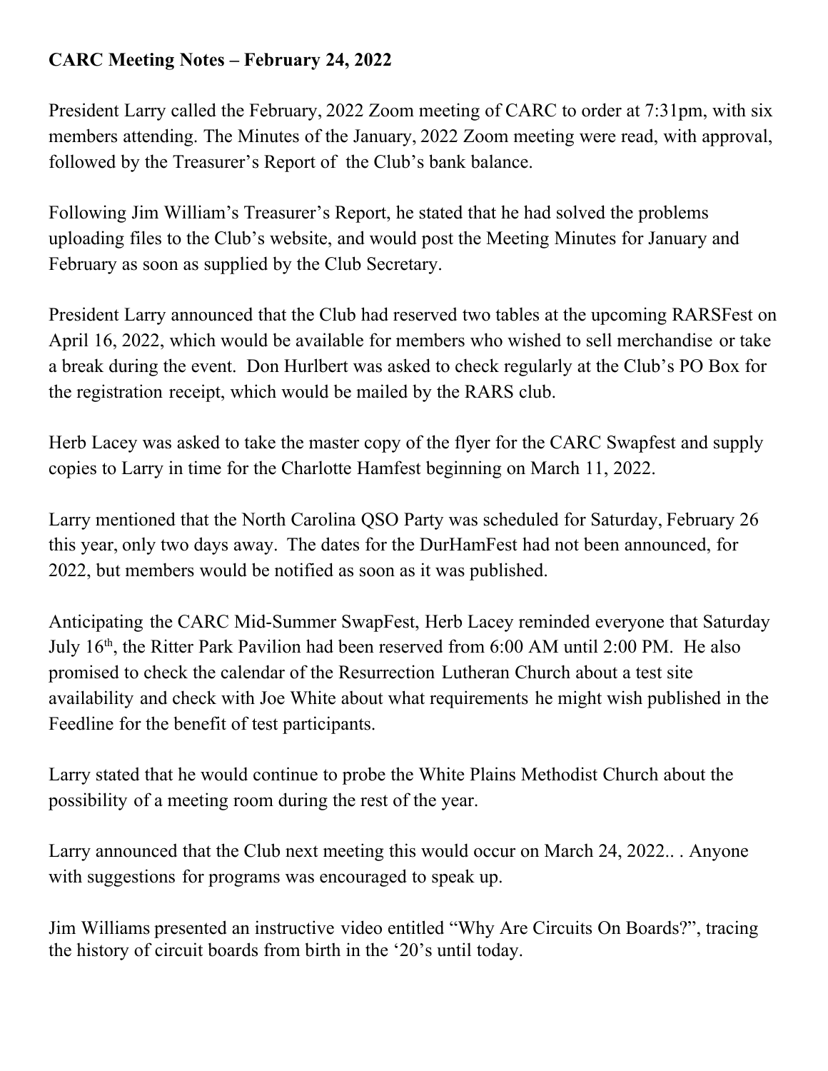**CARC Meeting Notes – February 24, 2022**

President Larry called the February, 2022 Zoom meeting of CARC to order at 7:31pm, with six members attending. The Minutes of the January, 2022 Zoom meeting were read, with approval, followed by the Treasurer's Report of the Club's bank balance.

Following Jim William's Treasurer's Report, he stated that he had solved the problems uploading files to the Club's website, and would post the Meeting Minutes for January and February as soon as supplied by the Club Secretary.

President Larry announced that the Club had reserved two tables at the upcoming RARSFest on April 16, 2022, which would be available for members who wished to sell merchandise or take a break during the event. Don Hurlbert was asked to check regularly at the Club's PO Box for the registration receipt, which would be mailed by the RARS club.

Herb Lacey was asked to take the master copy of the flyer for the CARC Swapfest and supply copies to Larry in time for the Charlotte Hamfest beginning on March 11, 2022.

Larry mentioned that the North Carolina QSO Party was scheduled for Saturday, February 26 this year, only two days away. The dates for the DurHamFest had not been announced, for 2022, but members would be notified as soon as it was published.

Anticipating the CARC Mid-Summer SwapFest, Herb Lacey reminded everyone that Saturday July 16th, the Ritter Park Pavilion had been reserved from 6:00 AM until 2:00 PM. He also promised to check the calendar of the Resurrection Lutheran Church about a test site availability and check with Joe White about what requirements he might wish published in the Feedline for the benefit of test participants.

Larry stated that he would continue to probe the White Plains Methodist Church about the possibility of a meeting room during the rest of the year.

Larry announced that the Club next meeting this would occur on March 24, 2022.. . Anyone with suggestions for programs was encouraged to speak up.

Jim Williams presented an instructive video entitled "Why Are Circuits On Boards?", tracing the history of circuit boards from birth in the '20's until today.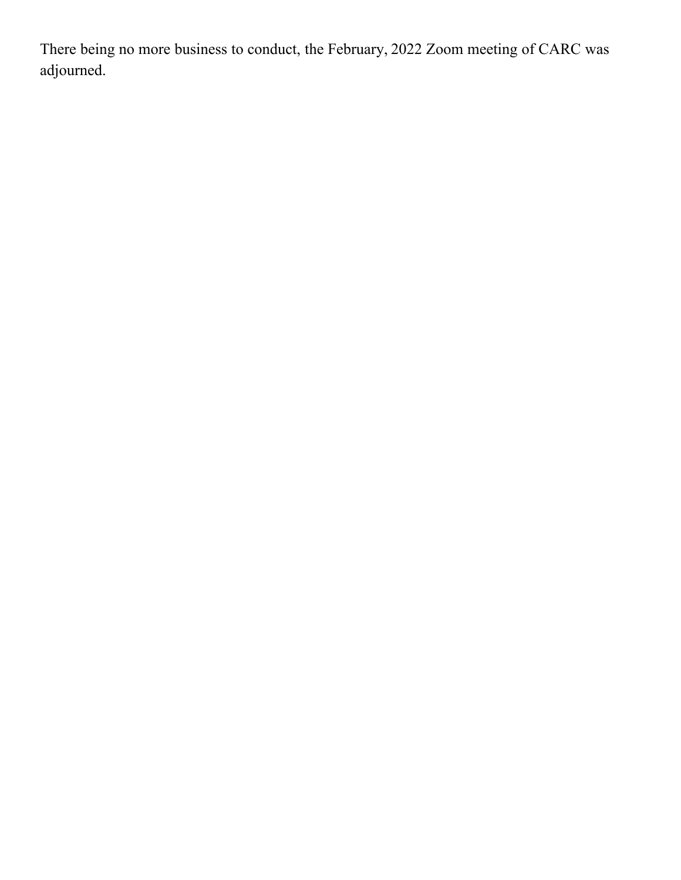There being no more business to conduct, the February, 2022 Zoom meeting of CARC was adjourned.